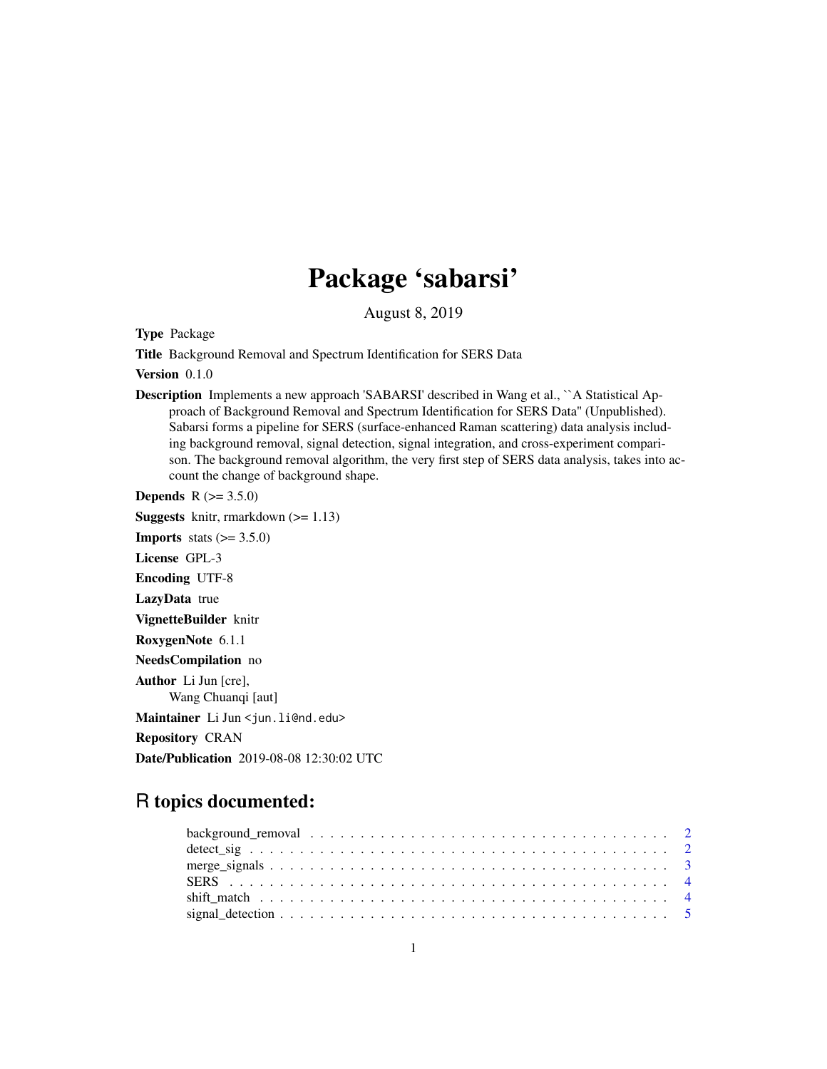# Package 'sabarsi'

August 8, 2019

**Type** Package

**Title** Background Removal and Spectrum Identification for SERS Data

**Version** 0.1.0

**Description** Implements a new approach 'SABARSI' described in Wang et al., ``A Statistical Approach of Background Removal and Spectrum Identification for SERS Data'' (Unpublished). Sabarsi forms a pipeline for SERS (surface-enhanced Raman scattering) data analysis including background removal, signal detection, signal integration, and cross-experiment comparison. The background removal algorithm, the very first step of SERS data analysis, takes into account the change of background shape.

**Depends** R (>= 3.5.0)

**Suggests** knitr, rmarkdown (>= 1.13)

**Imports** stats (>= 3.5.0)

**License** GPL-3

**Encoding** UTF-8

**LazyData** true

**VignetteBuilder** knitr

**RoxygenNote** 6.1.1

**NeedsCompilation** no

**Author** Li Jun [cre], Wang Chuanqi [aut]

**Maintainer** Li Jun <jun.li@nd.edu>

**Repository** CRAN

**Date/Publication** 2019-08-08 12:30:02 UTC

## R topics documented:

- background_removal . . . . . . . . . . . . . . . . . . . . . . . . . . . . . . . . . . . . . . . 2
- detect_sig . . . . . . . . . . . . . . . . . . . . . . . . . . . . . . . . . . . . . . . . . . . . . 2
- merge_signals . . . . . . . . . . . . . . . . . . . . . . . . . . . . . . . . . . . . . . . . . . . 3
- SERS . . . . . . . . . . . . . . . . . . . . . . . . . . . . . . . . . . . . . . . . . . . . . . . . 4
- shift_match . . . . . . . . . . . . . . . . . . . . . . . . . . . . . . . . . . . . . . . . . . . . 4
- signal_detection . . . . . . . . . . . . . . . . . . . . . . . . . . . . . . . . . . . . . . . . . 5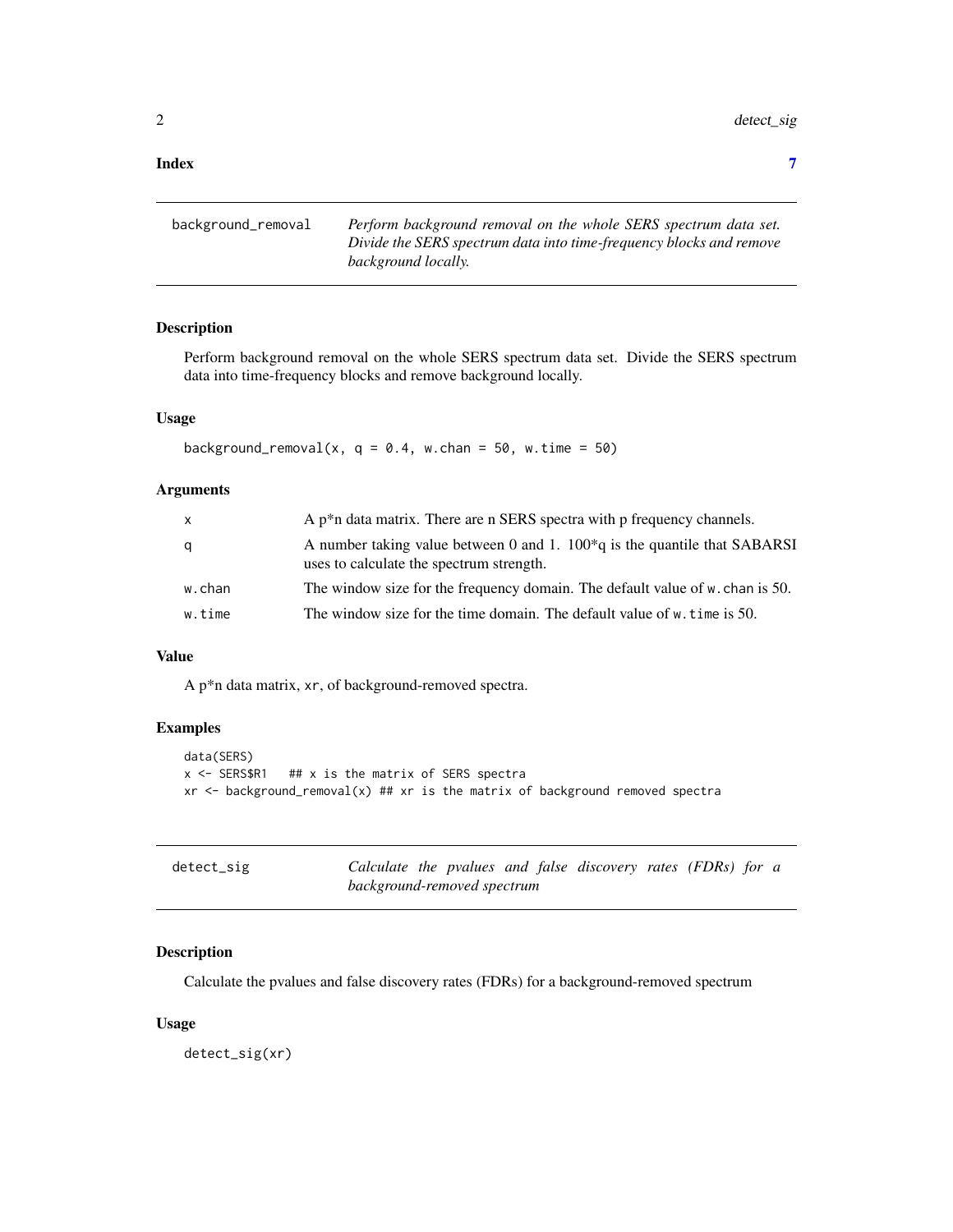**Index** **7**

## background_removal

*Perform background removal on the whole SERS spectrum data set. Divide the SERS spectrum data into time-frequency blocks and remove background locally.*

### Description

Perform background removal on the whole SERS spectrum data set. Divide the SERS spectrum data into time-frequency blocks and remove background locally.

### Usage

```
background_removal(x, q = 0.4, w.chan = 50, w.time = 50)
```

### Arguments

| | |
|---|---|
| x | A p*n data matrix. There are n SERS spectra with p frequency channels. |
| q | A number taking value between 0 and 1. 100*q is the quantile that SABARSI uses to calculate the spectrum strength. |
| w.chan | The window size for the frequency domain. The default value of w.chan is 50. |
| w.time | The window size for the time domain. The default value of w.time is 50. |

### Value

A p*n data matrix, xr, of background-removed spectra.

### Examples

```
data(SERS)
x <- SERS$R1   ## x is the matrix of SERS spectra
xr <- background_removal(x) ## xr is the matrix of background removed spectra
```

## detect_sig

*Calculate the pvalues and false discovery rates (FDRs) for a background-removed spectrum*

### Description

Calculate the pvalues and false discovery rates (FDRs) for a background-removed spectrum

### Usage

```
detect_sig(xr)
```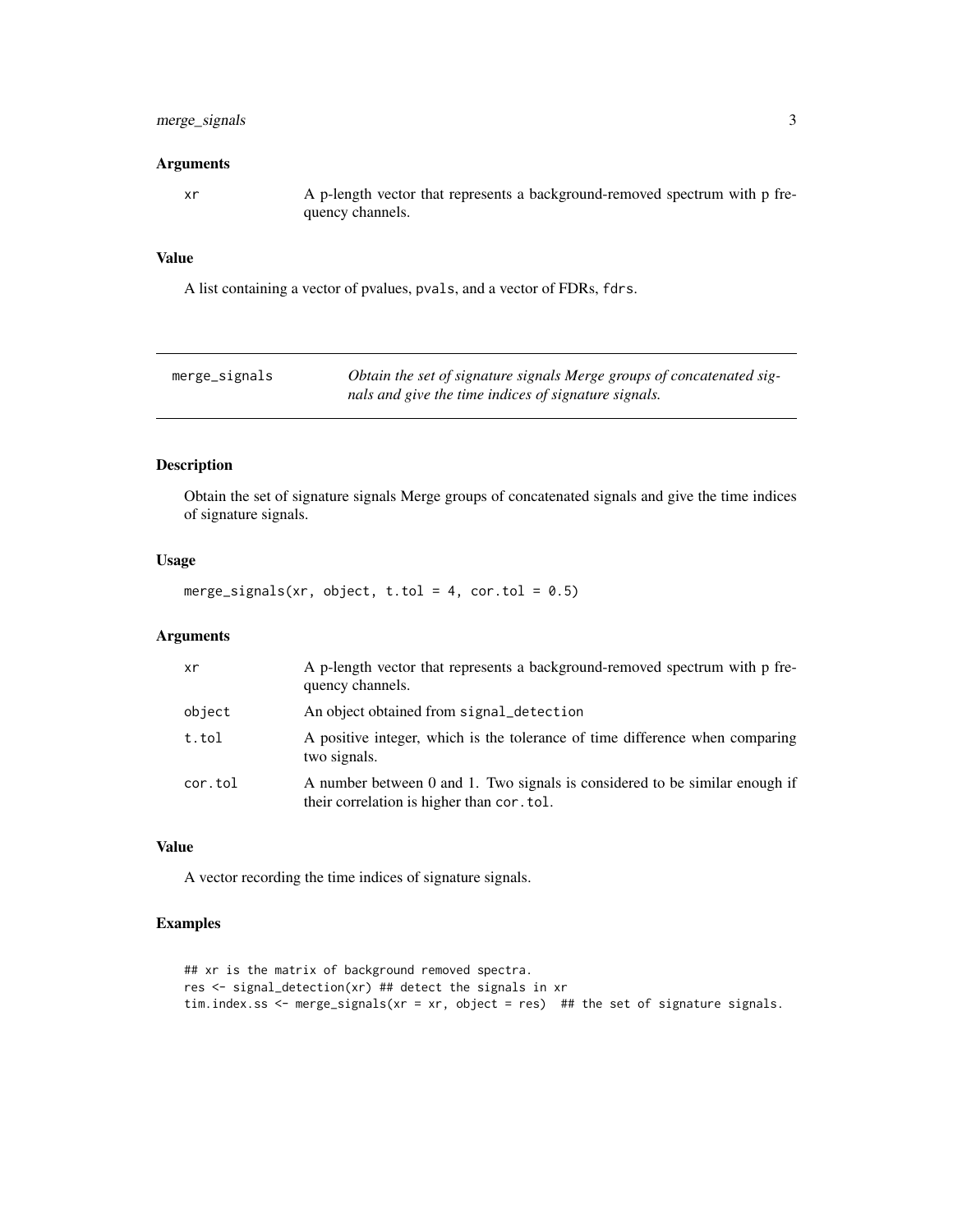## Arguments

xr — A p-length vector that represents a background-removed spectrum with p frequency channels.

## Value

A list containing a vector of pvalues, `pvals`, and a vector of FDRs, `fdrs`.

---

# merge_signals — *Obtain the set of signature signals Merge groups of concatenated signals and give the time indices of signature signals.*

---

## Description

Obtain the set of signature signals Merge groups of concatenated signals and give the time indices of signature signals.

## Usage

```
merge_signals(xr, object, t.tol = 4, cor.tol = 0.5)
```

## Arguments

| | |
|---|---|
| xr | A p-length vector that represents a background-removed spectrum with p frequency channels. |
| object | An object obtained from `signal_detection` |
| t.tol | A positive integer, which is the tolerance of time difference when comparing two signals. |
| cor.tol | A number between 0 and 1. Two signals is considered to be similar enough if their correlation is higher than `cor.tol`. |

## Value

A vector recording the time indices of signature signals.

## Examples

```
## xr is the matrix of background removed spectra.
res <- signal_detection(xr) ## detect the signals in xr
tim.index.ss <- merge_signals(xr = xr, object = res)  ## the set of signature signals.
```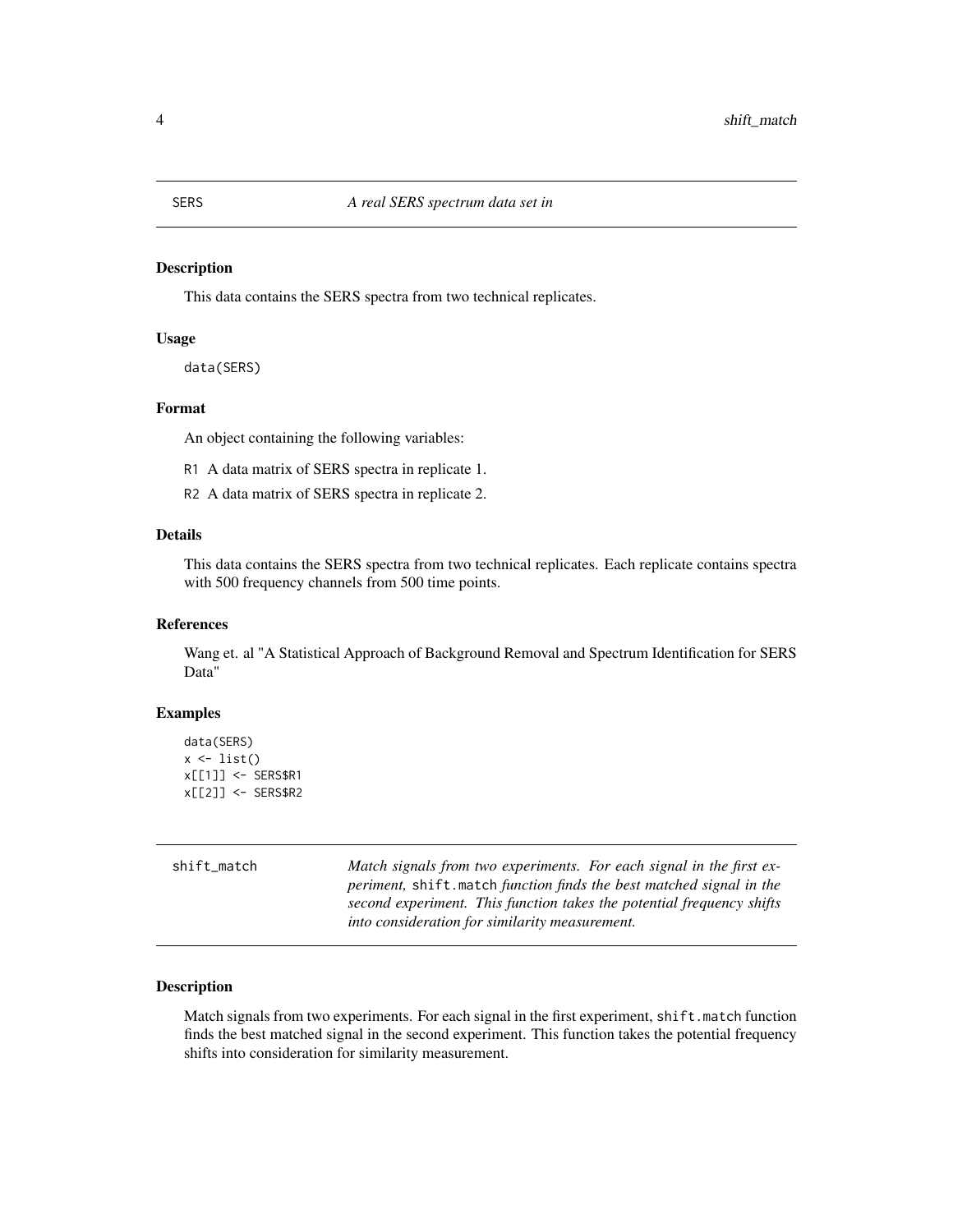## SERS — *A real SERS spectrum data set in*

### Description

This data contains the SERS spectra from two technical replicates.

### Usage

```
data(SERS)
```

### Format

An object containing the following variables:

- R1 A data matrix of SERS spectra in replicate 1.
- R2 A data matrix of SERS spectra in replicate 2.

### Details

This data contains the SERS spectra from two technical replicates. Each replicate contains spectra with 500 frequency channels from 500 time points.

### References

Wang et. al "A Statistical Approach of Background Removal and Spectrum Identification for SERS Data"

### Examples

```
data(SERS)
x <- list()
x[[1]] <- SERS$R1
x[[2]] <- SERS$R2
```

## shift_match — *Match signals from two experiments. For each signal in the first experiment,* shift.match *function finds the best matched signal in the second experiment. This function takes the potential frequency shifts into consideration for similarity measurement.*

### Description

Match signals from two experiments. For each signal in the first experiment, shift.match function finds the best matched signal in the second experiment. This function takes the potential frequency shifts into consideration for similarity measurement.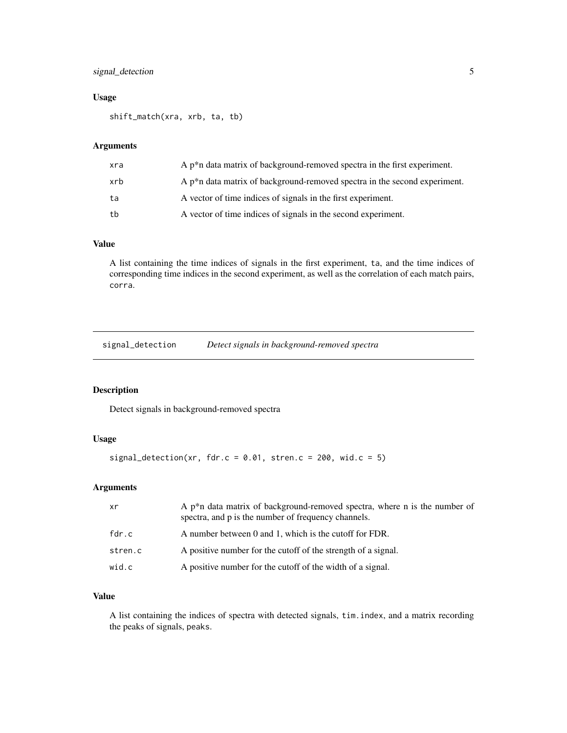### Usage

```
shift_match(xra, xrb, ta, tb)
```

### Arguments

| | |
|---|---|
| xra | A p*n data matrix of background-removed spectra in the first experiment. |
| xrb | A p*n data matrix of background-removed spectra in the second experiment. |
| ta | A vector of time indices of signals in the first experiment. |
| tb | A vector of time indices of signals in the second experiment. |

### Value

A list containing the time indices of signals in the first experiment, `ta`, and the time indices of corresponding time indices in the second experiment, as well as the correlation of each match pairs, `corra`.

---

## signal_detection    *Detect signals in background-removed spectra*

### Description

Detect signals in background-removed spectra

### Usage

```
signal_detection(xr, fdr.c = 0.01, stren.c = 200, wid.c = 5)
```

### Arguments

| | |
|---|---|
| xr | A p*n data matrix of background-removed spectra, where n is the number of spectra, and p is the number of frequency channels. |
| fdr.c | A number between 0 and 1, which is the cutoff for FDR. |
| stren.c | A positive number for the cutoff of the strength of a signal. |
| wid.c | A positive number for the cutoff of the width of a signal. |

### Value

A list containing the indices of spectra with detected signals, `tim.index`, and a matrix recording the peaks of signals, `peaks`.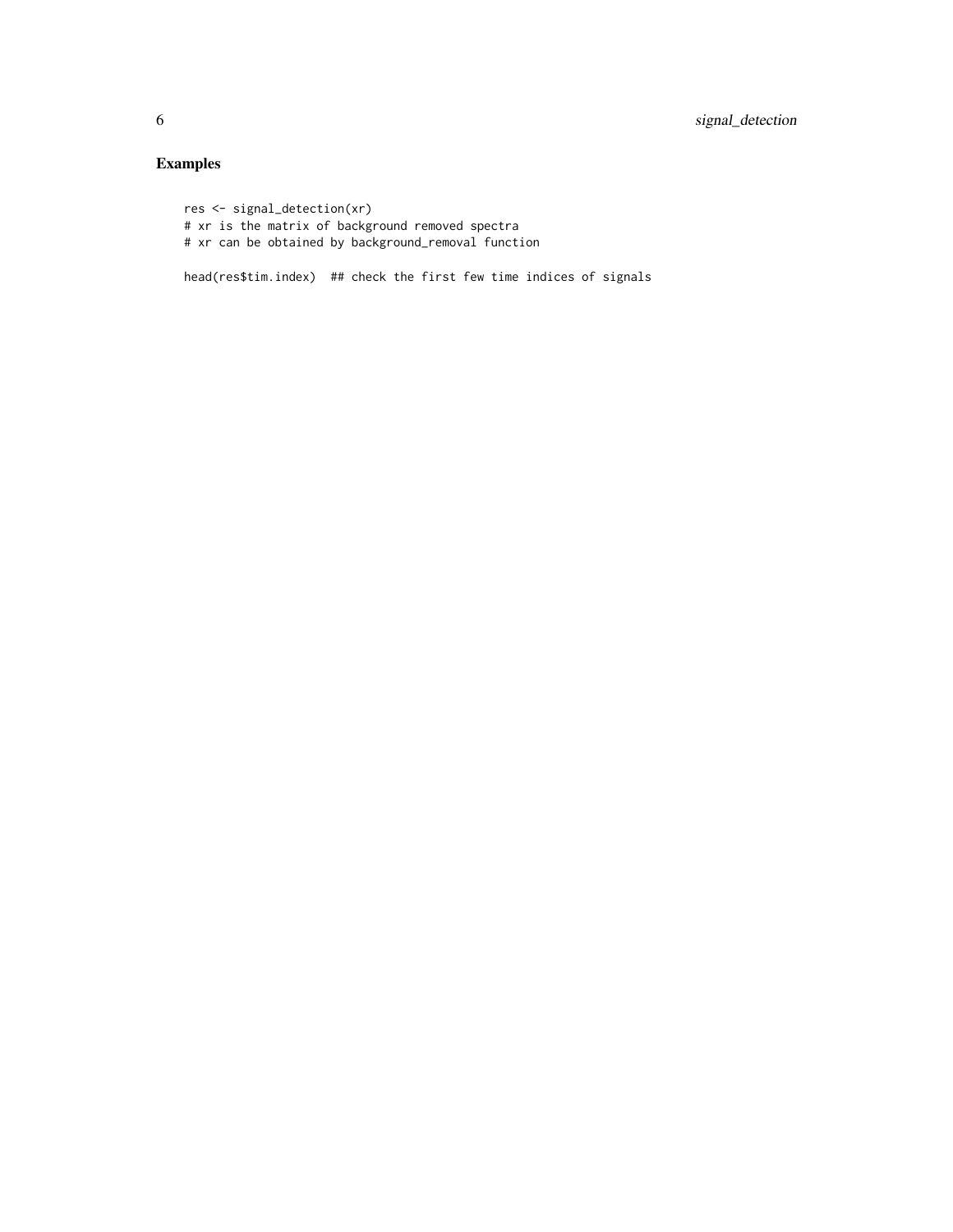## Examples

```
res <- signal_detection(xr)
# xr is the matrix of background removed spectra
# xr can be obtained by background_removal function

head(res$tim.index)  ## check the first few time indices of signals
```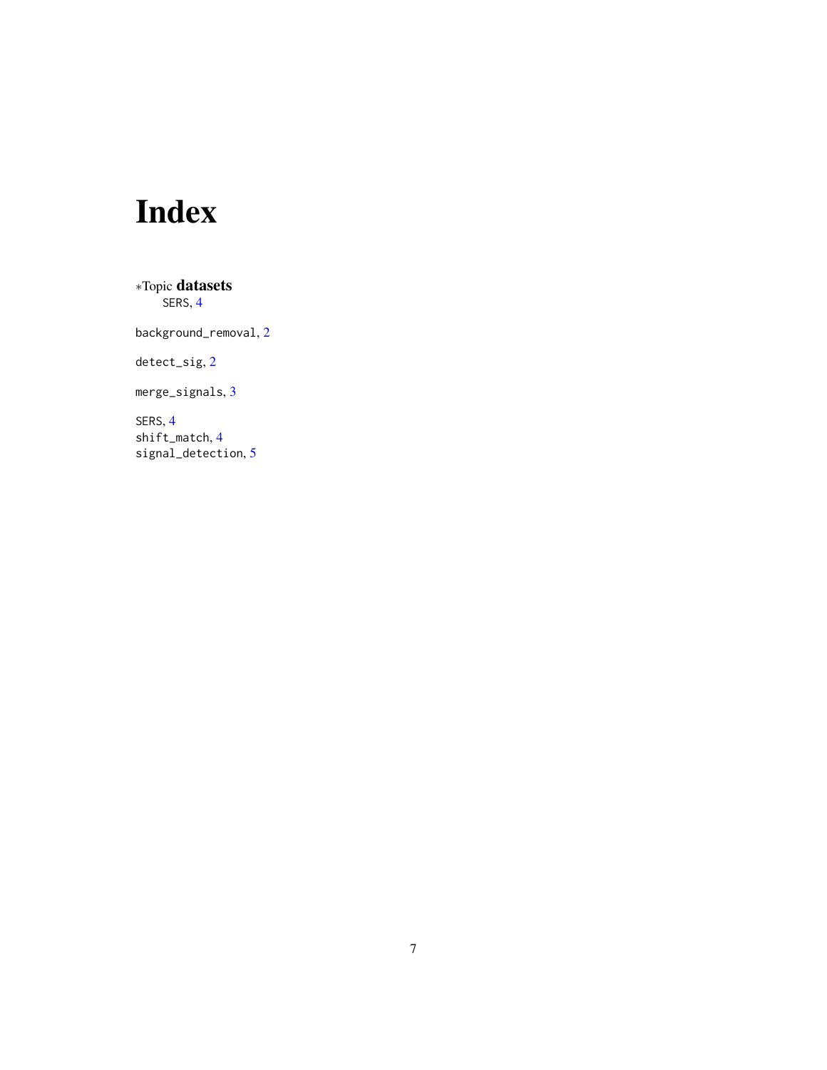# Index

*Topic **datasets**
    SERS, 4

background_removal, 2

detect_sig, 2

merge_signals, 3

SERS, 4
shift_match, 4
signal_detection, 5